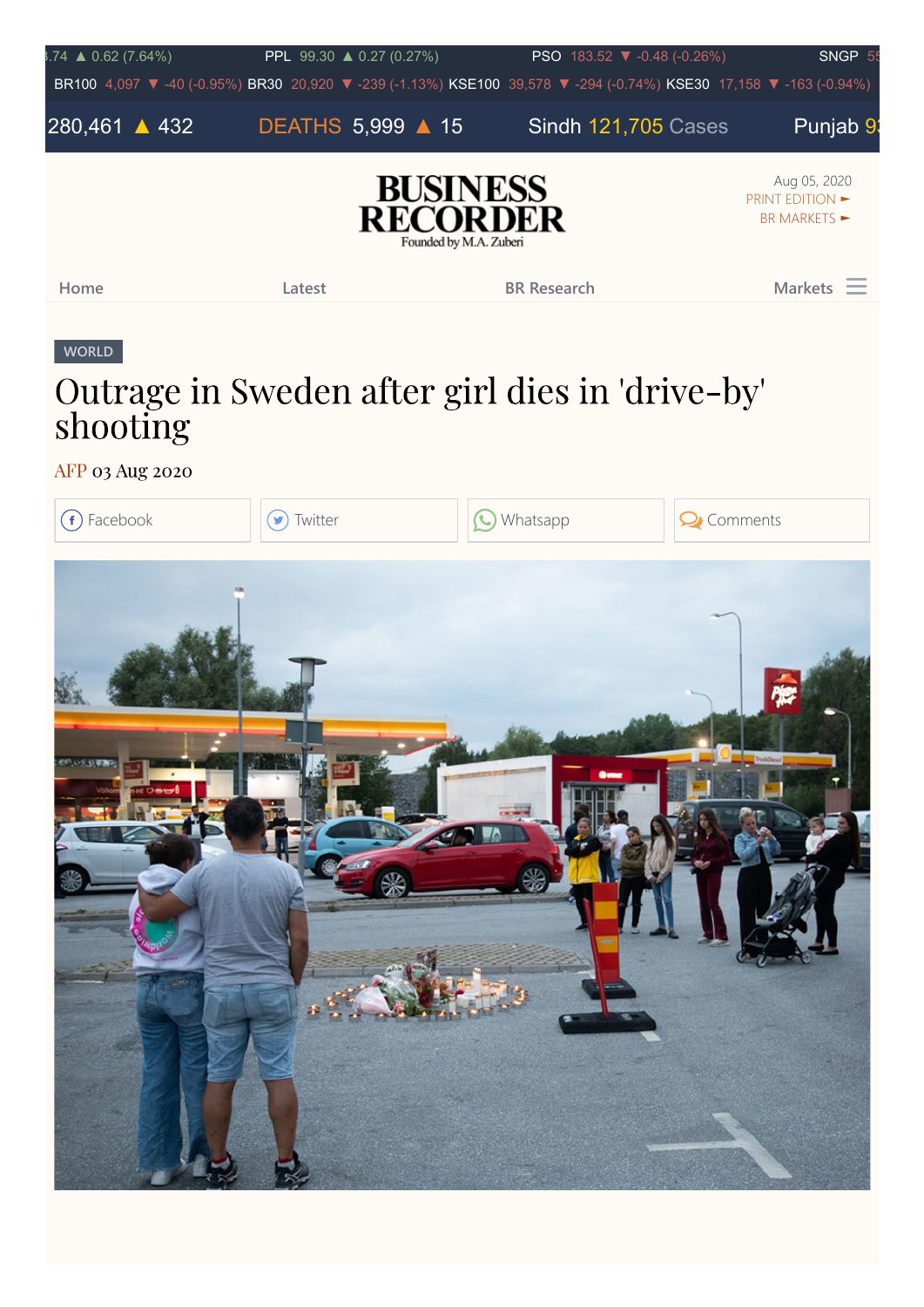WORLD

# Outrage in Sweden after girl dies in 'drive-by' shooting

AFP 03 Aug 2020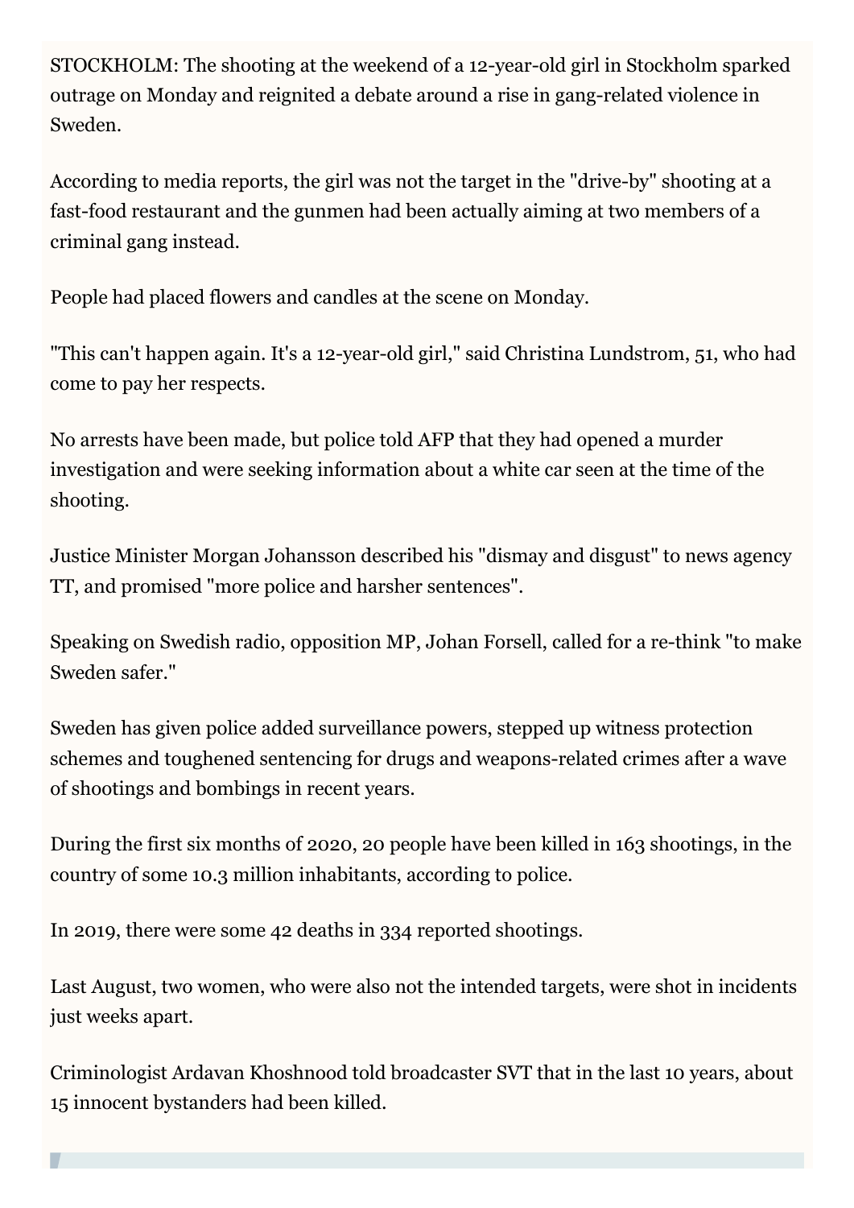STOCKHOLM: The shooting at the weekend of a 12-year-old girl in Stockholm sparked outrage on Monday and reignited a debate around a rise in gang-related violence in Sweden.

According to media reports, the girl was not the target in the "drive-by" shooting at a fast-food restaurant and the gunmen had been actually aiming at two members of a criminal gang instead.

People had placed flowers and candles at the scene on Monday.

"This can't happen again. It's a 12-year-old girl," said Christina Lundstrom, 51, who had come to pay her respects.

No arrests have been made, but police told AFP that they had opened a murder investigation and were seeking information about a white car seen at the time of the shooting.

Justice Minister Morgan Johansson described his "dismay and disgust" to news agency TT, and promised "more police and harsher sentences".

Speaking on Swedish radio, opposition MP, Johan Forsell, called for a re-think "to make Sweden safer."

Sweden has given police added surveillance powers, stepped up witness protection schemes and toughened sentencing for drugs and weapons-related crimes after a wave of shootings and bombings in recent years.

During the first six months of 2020, 20 people have been killed in 163 shootings, in the country of some 10.3 million inhabitants, according to police.

In 2019, there were some 42 deaths in 334 reported shootings.

Last August, two women, who were also not the intended targets, were shot in incidents just weeks apart.

Criminologist Ardavan Khoshnood told broadcaster SVT that in the last 10 years, about 15 innocent bystanders had been killed.